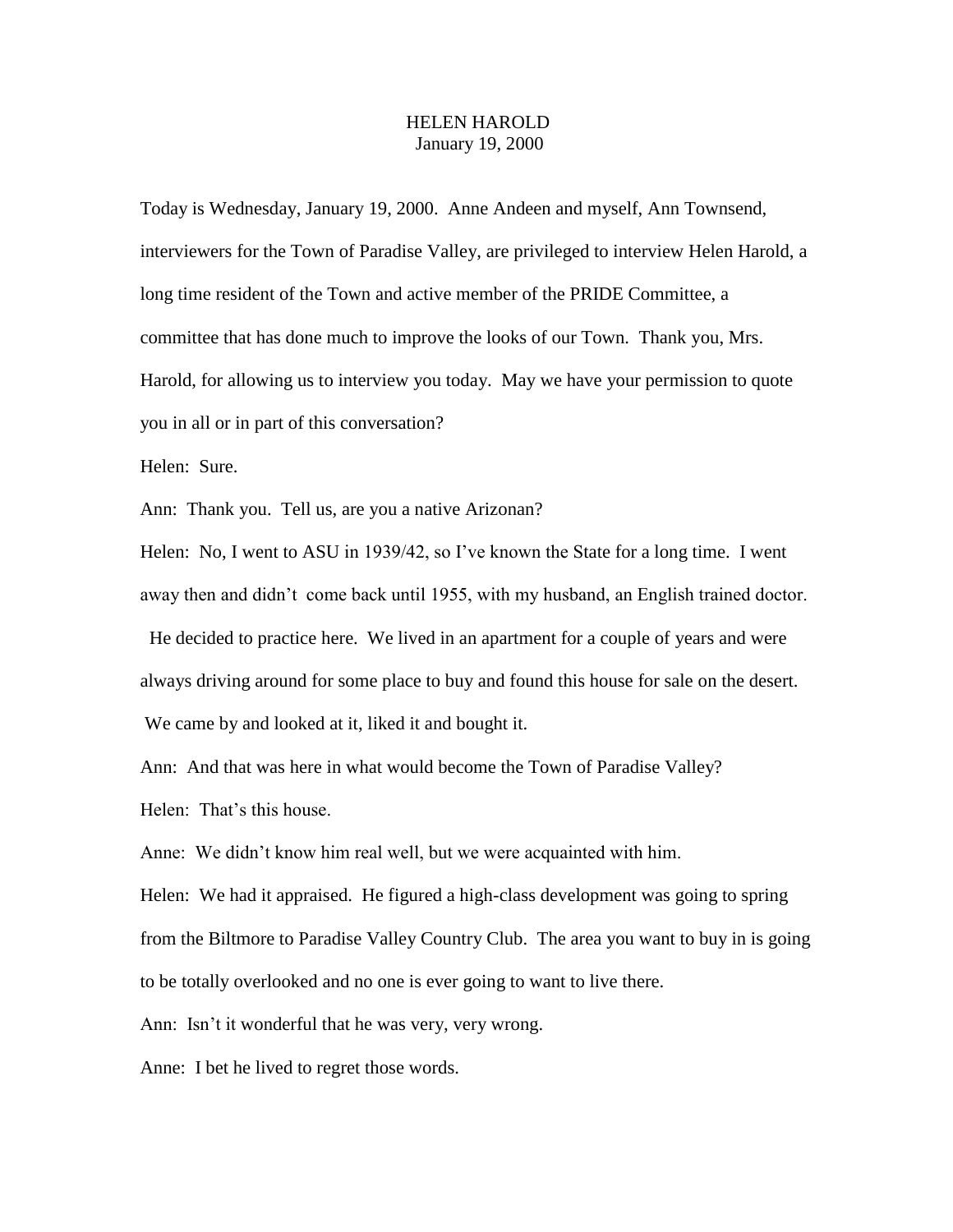# HELEN HAROLD

January 19, 2000

Today is Wednesday, January 19, 2000. Anne Andeen and myself, Ann Townsend, interviewers for the Town of Paradise Valley, are privileged to interview Helen Harold, a long time resident of the Town and active member of the PRIDE Committee, a committee that has done much to improve the looks of our Town. Thank you, Mrs. Harold, for allowing us to interview you today. May we have your permission to quote you in all or in part of this conversation?

Helen: Sure.

Ann: Thank you. Tell us, are you a native Arizonan?

Helen: No, I went to ASU in 1939/42, so I've known the State for a long time. I went away then and didn't come back until 1955, with my husband, an English trained doctor. He decided to practice here. We lived in an apartment for a couple of years and were always driving around for some place to buy and found this house for sale on the desert. We came by and looked at it, liked it and bought it.

Ann: And that was here in what would become the Town of Paradise Valley?

Helen: That's this house.

Anne: We didn't know him real well, but we were acquainted with him.

Helen: We had it appraised. He figured a high-class development was going to spring from the Biltmore to Paradise Valley Country Club. The area you want to buy in is going to be totally overlooked and no one is ever going to want to live there.

Ann: Isn't it wonderful that he was very, very wrong.

Anne: I bet he lived to regret those words.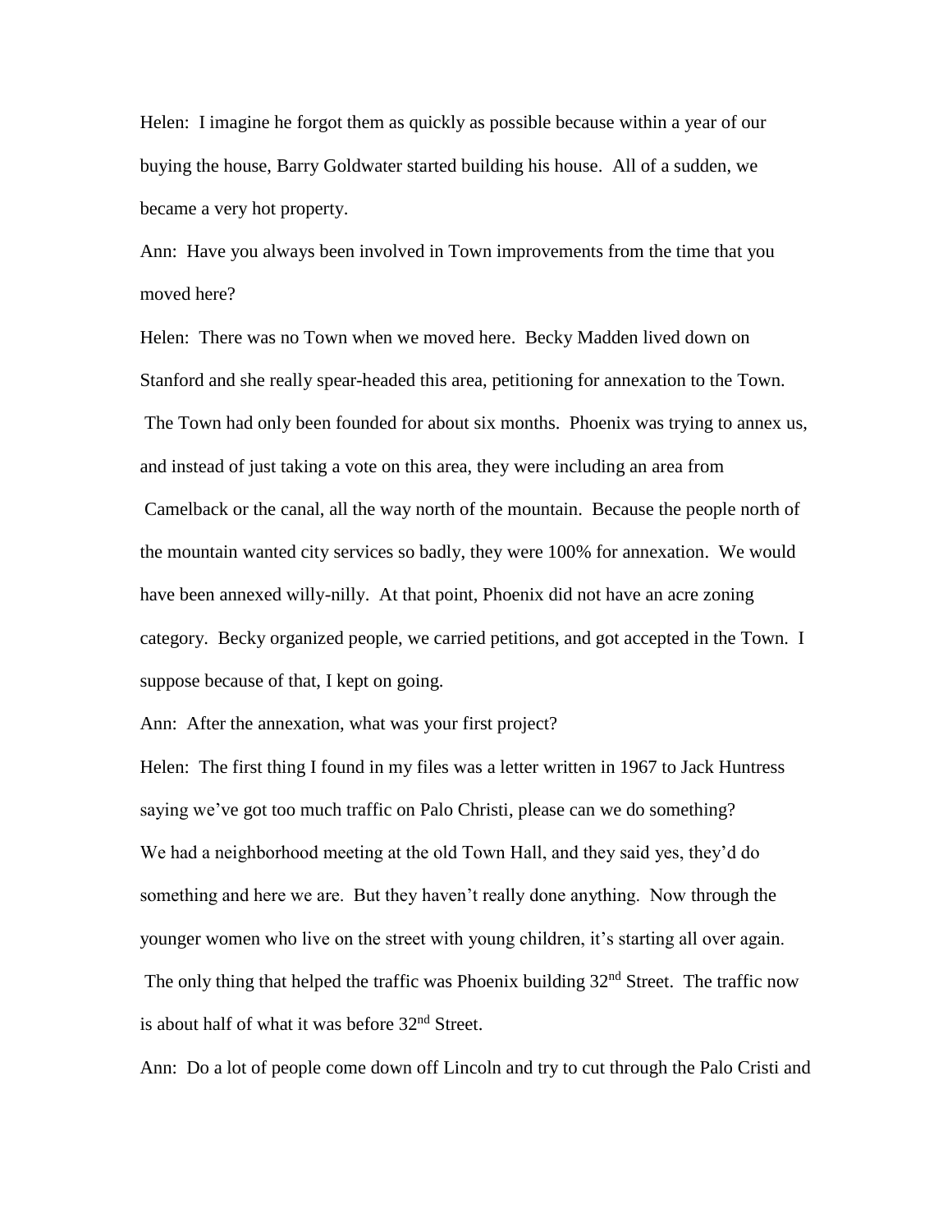Helen: I imagine he forgot them as quickly as possible because within a year of our buying the house, Barry Goldwater started building his house. All of a sudden, we became a very hot property.

Ann: Have you always been involved in Town improvements from the time that you moved here?

Helen: There was no Town when we moved here. Becky Madden lived down on Stanford and she really spear-headed this area, petitioning for annexation to the Town. The Town had only been founded for about six months. Phoenix was trying to annex us, and instead of just taking a vote on this area, they were including an area from Camelback or the canal, all the way north of the mountain. Because the people north of the mountain wanted city services so badly, they were 100% for annexation. We would have been annexed willy-nilly. At that point, Phoenix did not have an acre zoning category. Becky organized people, we carried petitions, and got accepted in the Town. I suppose because of that, I kept on going.

Ann: After the annexation, what was your first project?

Helen: The first thing I found in my files was a letter written in 1967 to Jack Huntress saying we've got too much traffic on Palo Christi, please can we do something? We had a neighborhood meeting at the old Town Hall, and they said yes, they'd do something and here we are. But they haven't really done anything. Now through the younger women who live on the street with young children, it's starting all over again. The only thing that helped the traffic was Phoenix building 32nd Street. The traffic now is about half of what it was before 32nd Street.

Ann: Do a lot of people come down off Lincoln and try to cut through the Palo Cristi and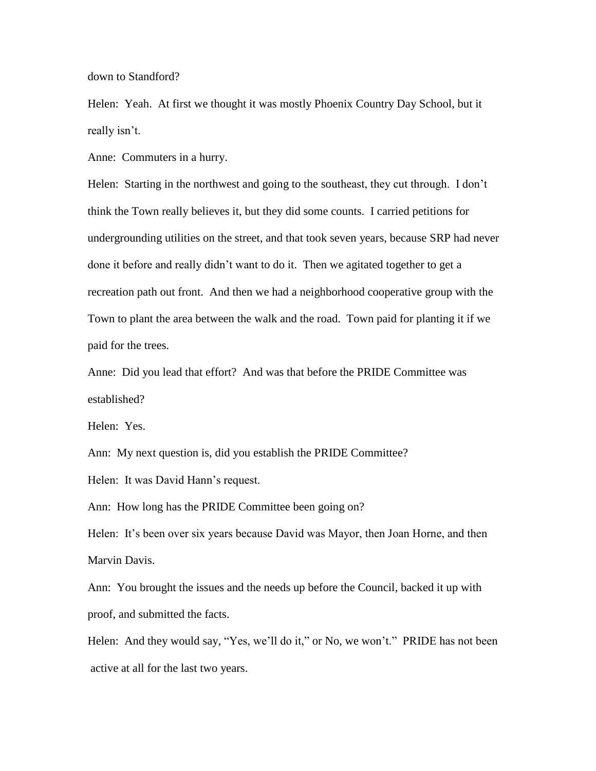down to Standford?

Helen: Yeah. At first we thought it was mostly Phoenix Country Day School, but it really isn't.

Anne: Commuters in a hurry.

Helen: Starting in the northwest and going to the southeast, they cut through. I don't think the Town really believes it, but they did some counts. I carried petitions for undergrounding utilities on the street, and that took seven years, because SRP had never done it before and really didn't want to do it. Then we agitated together to get a recreation path out front. And then we had a neighborhood cooperative group with the Town to plant the area between the walk and the road. Town paid for planting it if we paid for the trees.

Anne: Did you lead that effort? And was that before the PRIDE Committee was established?

Helen: Yes.

Ann: My next question is, did you establish the PRIDE Committee?

Helen: It was David Hann's request.

Ann: How long has the PRIDE Committee been going on?

Helen: It's been over six years because David was Mayor, then Joan Horne, and then Marvin Davis.

Ann: You brought the issues and the needs up before the Council, backed it up with proof, and submitted the facts.

Helen: And they would say, "Yes, we'll do it," or No, we won't." PRIDE has not been active at all for the last two years.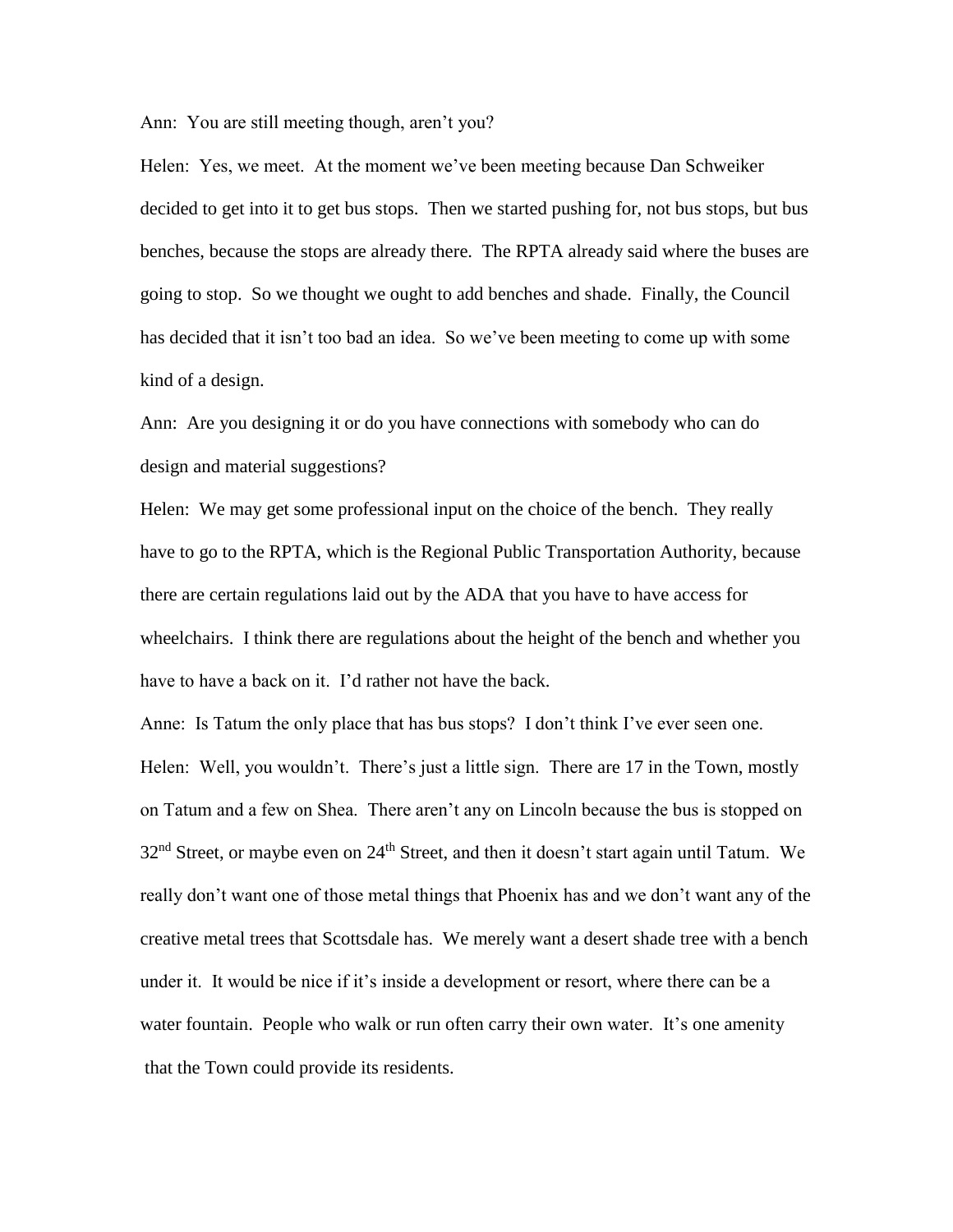Ann: You are still meeting though, aren't you?

Helen: Yes, we meet. At the moment we've been meeting because Dan Schweiker decided to get into it to get bus stops. Then we started pushing for, not bus stops, but bus benches, because the stops are already there. The RPTA already said where the buses are going to stop. So we thought we ought to add benches and shade. Finally, the Council has decided that it isn't too bad an idea. So we've been meeting to come up with some kind of a design.

Ann: Are you designing it or do you have connections with somebody who can do design and material suggestions?

Helen: We may get some professional input on the choice of the bench. They really have to go to the RPTA, which is the Regional Public Transportation Authority, because there are certain regulations laid out by the ADA that you have to have access for wheelchairs. I think there are regulations about the height of the bench and whether you have to have a back on it. I'd rather not have the back.

Anne: Is Tatum the only place that has bus stops? I don't think I've ever seen one.

Helen: Well, you wouldn't. There's just a little sign. There are 17 in the Town, mostly on Tatum and a few on Shea. There aren't any on Lincoln because the bus is stopped on 32nd Street, or maybe even on 24th Street, and then it doesn't start again until Tatum. We really don't want one of those metal things that Phoenix has and we don't want any of the creative metal trees that Scottsdale has. We merely want a desert shade tree with a bench under it. It would be nice if it's inside a development or resort, where there can be a water fountain. People who walk or run often carry their own water. It's one amenity that the Town could provide its residents.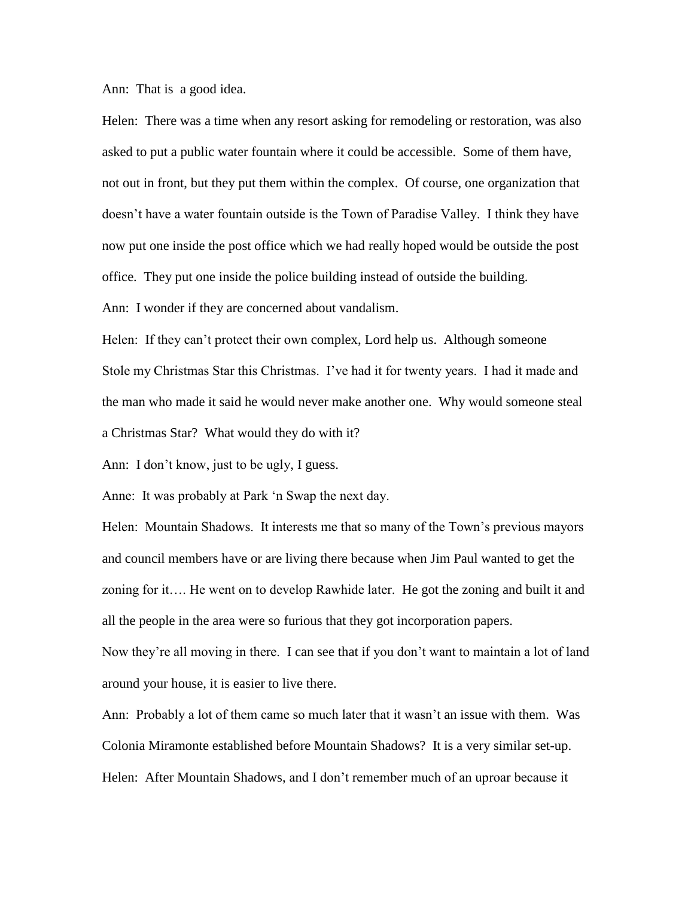Ann: That is a good idea.

Helen: There was a time when any resort asking for remodeling or restoration, was also asked to put a public water fountain where it could be accessible. Some of them have, not out in front, but they put them within the complex. Of course, one organization that doesn't have a water fountain outside is the Town of Paradise Valley. I think they have now put one inside the post office which we had really hoped would be outside the post office. They put one inside the police building instead of outside the building.

Ann: I wonder if they are concerned about vandalism.

Helen: If they can't protect their own complex, Lord help us. Although someone Stole my Christmas Star this Christmas. I've had it for twenty years. I had it made and the man who made it said he would never make another one. Why would someone steal a Christmas Star? What would they do with it?

Ann: I don't know, just to be ugly, I guess.

Anne: It was probably at Park 'n Swap the next day.

Helen: Mountain Shadows. It interests me that so many of the Town's previous mayors and council members have or are living there because when Jim Paul wanted to get the zoning for it…. He went on to develop Rawhide later. He got the zoning and built it and all the people in the area were so furious that they got incorporation papers.

Now they're all moving in there. I can see that if you don't want to maintain a lot of land around your house, it is easier to live there.

Ann: Probably a lot of them came so much later that it wasn't an issue with them. Was Colonia Miramonte established before Mountain Shadows? It is a very similar set-up.

Helen: After Mountain Shadows, and I don't remember much of an uproar because it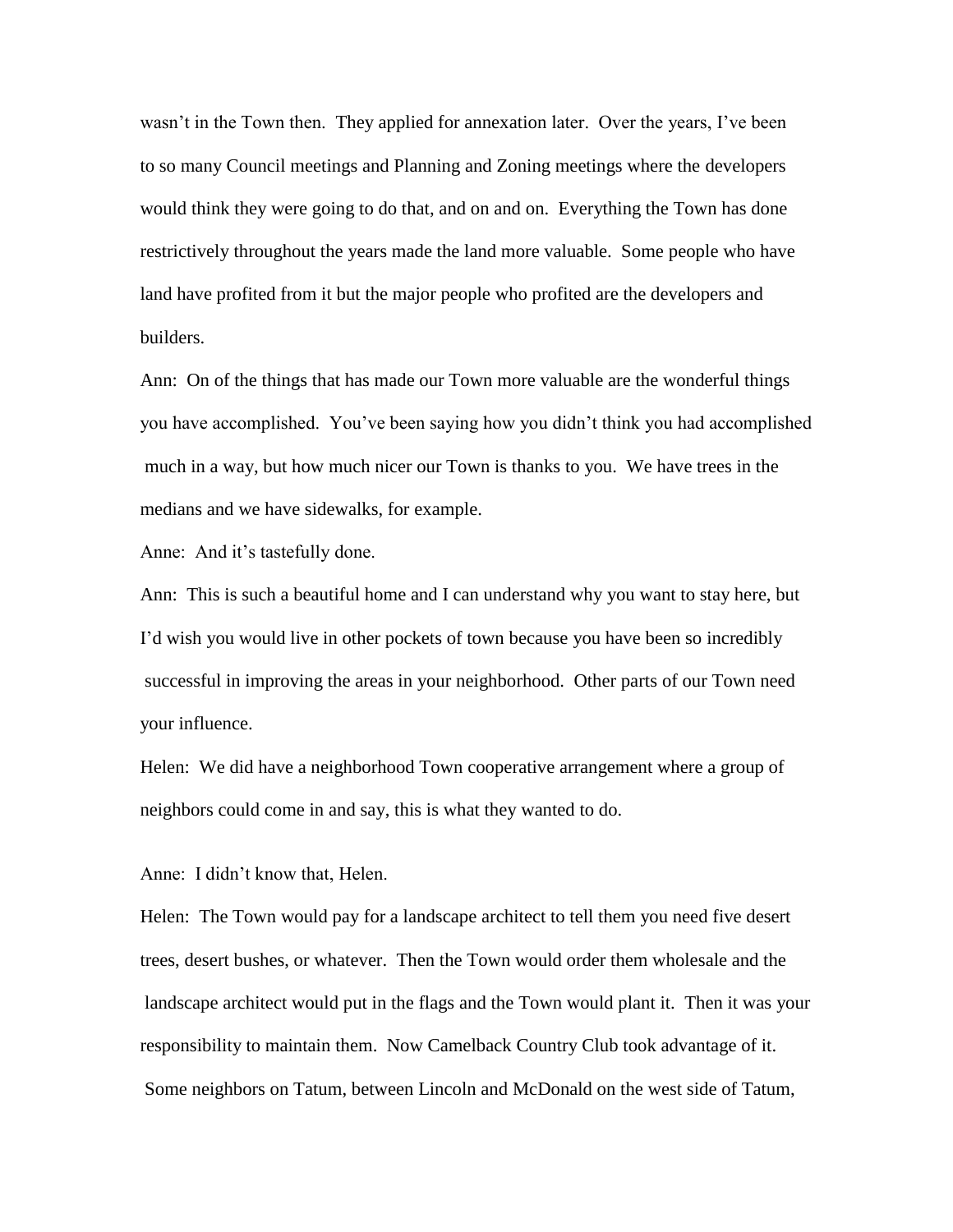wasn't in the Town then. They applied for annexation later. Over the years, I've been to so many Council meetings and Planning and Zoning meetings where the developers would think they were going to do that, and on and on. Everything the Town has done restrictively throughout the years made the land more valuable. Some people who have land have profited from it but the major people who profited are the developers and builders.

Ann: On of the things that has made our Town more valuable are the wonderful things you have accomplished. You've been saying how you didn't think you had accomplished much in a way, but how much nicer our Town is thanks to you. We have trees in the medians and we have sidewalks, for example.

Anne: And it's tastefully done.

Ann: This is such a beautiful home and I can understand why you want to stay here, but I'd wish you would live in other pockets of town because you have been so incredibly successful in improving the areas in your neighborhood. Other parts of our Town need your influence.

Helen: We did have a neighborhood Town cooperative arrangement where a group of neighbors could come in and say, this is what they wanted to do.

Anne: I didn't know that, Helen.

Helen: The Town would pay for a landscape architect to tell them you need five desert trees, desert bushes, or whatever. Then the Town would order them wholesale and the landscape architect would put in the flags and the Town would plant it. Then it was your responsibility to maintain them. Now Camelback Country Club took advantage of it. Some neighbors on Tatum, between Lincoln and McDonald on the west side of Tatum,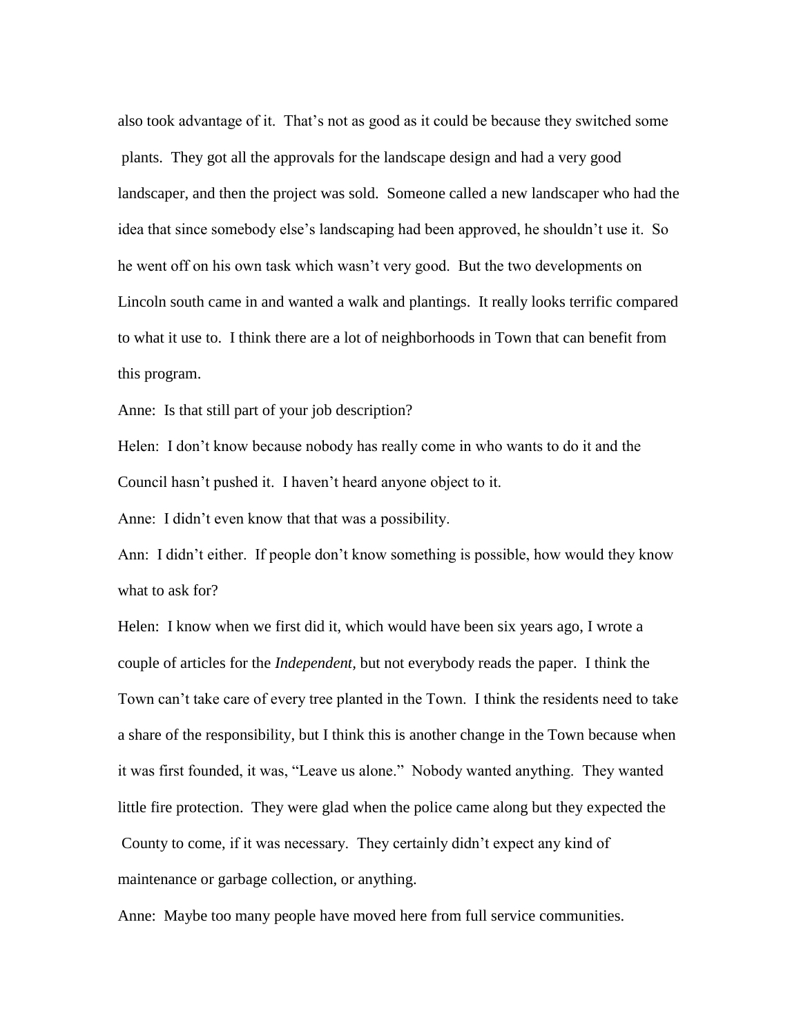also took advantage of it. That's not as good as it could be because they switched some plants. They got all the approvals for the landscape design and had a very good landscaper, and then the project was sold. Someone called a new landscaper who had the idea that since somebody else's landscaping had been approved, he shouldn't use it. So he went off on his own task which wasn't very good. But the two developments on Lincoln south came in and wanted a walk and plantings. It really looks terrific compared to what it use to. I think there are a lot of neighborhoods in Town that can benefit from this program.

Anne: Is that still part of your job description?

Helen: I don't know because nobody has really come in who wants to do it and the Council hasn't pushed it. I haven't heard anyone object to it.

Anne: I didn't even know that that was a possibility.

Ann: I didn't either. If people don't know something is possible, how would they know what to ask for?

Helen: I know when we first did it, which would have been six years ago, I wrote a couple of articles for the *Independent,* but not everybody reads the paper. I think the Town can't take care of every tree planted in the Town. I think the residents need to take a share of the responsibility, but I think this is another change in the Town because when it was first founded, it was, "Leave us alone." Nobody wanted anything. They wanted little fire protection. They were glad when the police came along but they expected the County to come, if it was necessary. They certainly didn't expect any kind of maintenance or garbage collection, or anything.

Anne: Maybe too many people have moved here from full service communities.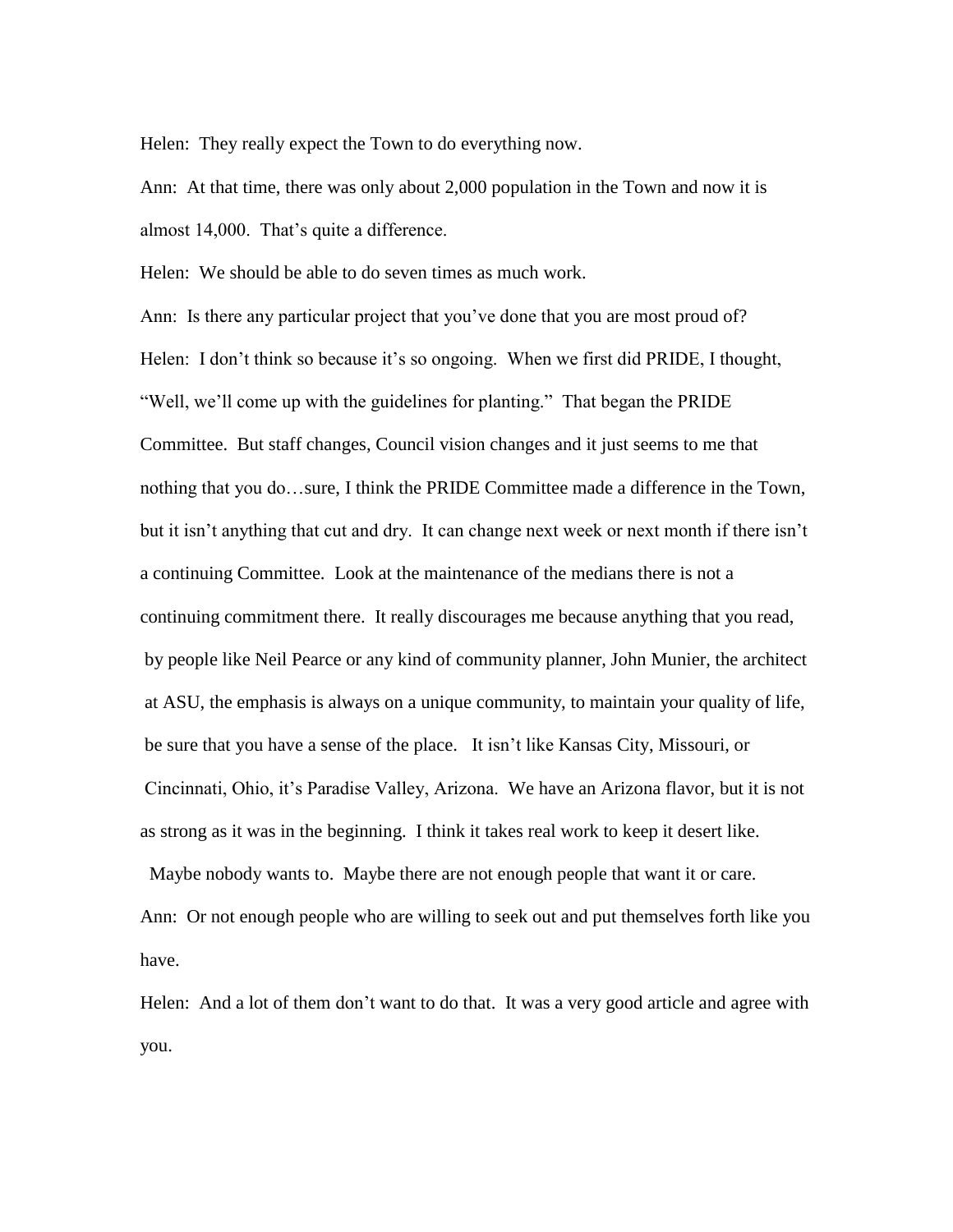Helen: They really expect the Town to do everything now.

Ann: At that time, there was only about 2,000 population in the Town and now it is almost 14,000. That's quite a difference.

Helen: We should be able to do seven times as much work.

Ann: Is there any particular project that you've done that you are most proud of?

Helen: I don't think so because it's so ongoing. When we first did PRIDE, I thought, "Well, we'll come up with the guidelines for planting." That began the PRIDE Committee. But staff changes, Council vision changes and it just seems to me that nothing that you do…sure, I think the PRIDE Committee made a difference in the Town, but it isn't anything that cut and dry. It can change next week or next month if there isn't a continuing Committee. Look at the maintenance of the medians there is not a continuing commitment there. It really discourages me because anything that you read, by people like Neil Pearce or any kind of community planner, John Munier, the architect at ASU, the emphasis is always on a unique community, to maintain your quality of life, be sure that you have a sense of the place. It isn't like Kansas City, Missouri, or Cincinnati, Ohio, it's Paradise Valley, Arizona. We have an Arizona flavor, but it is not as strong as it was in the beginning. I think it takes real work to keep it desert like. Maybe nobody wants to. Maybe there are not enough people that want it or care.

Ann: Or not enough people who are willing to seek out and put themselves forth like you have.

Helen: And a lot of them don't want to do that. It was a very good article and agree with you.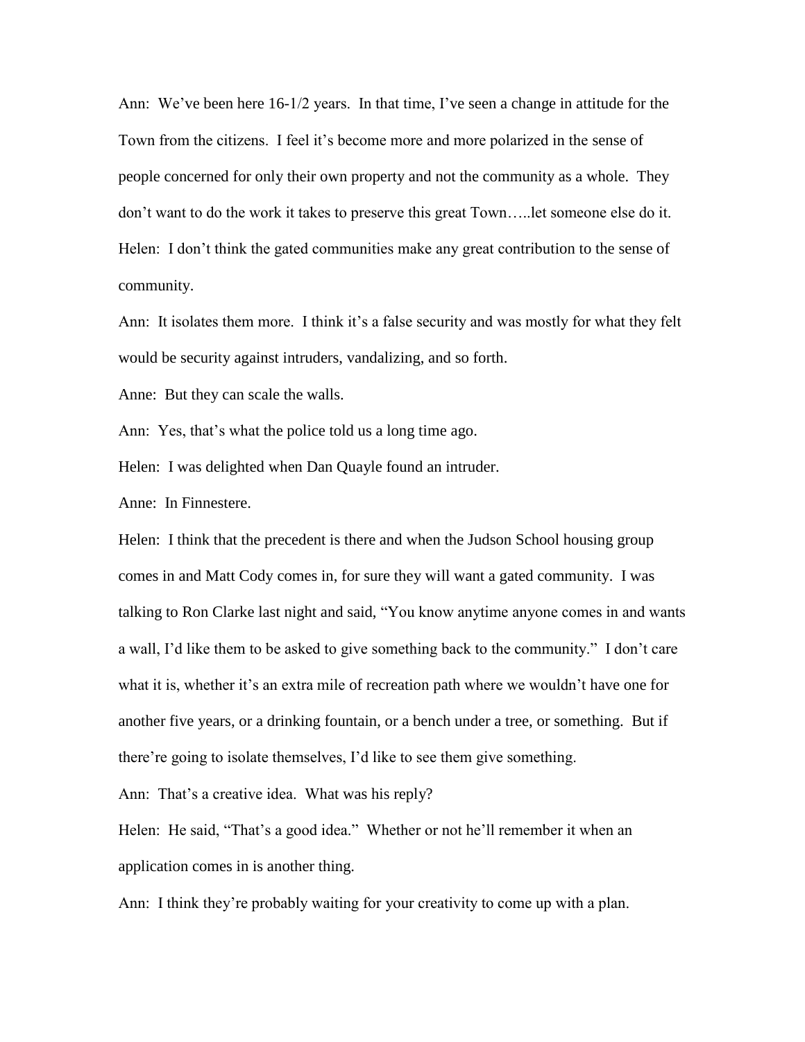Ann: We've been here 16-1/2 years. In that time, I've seen a change in attitude for the Town from the citizens. I feel it's become more and more polarized in the sense of people concerned for only their own property and not the community as a whole. They don't want to do the work it takes to preserve this great Town…..let someone else do it.

Helen: I don't think the gated communities make any great contribution to the sense of community.

Ann: It isolates them more. I think it's a false security and was mostly for what they felt would be security against intruders, vandalizing, and so forth.

Anne: But they can scale the walls.

Ann: Yes, that's what the police told us a long time ago.

Helen: I was delighted when Dan Quayle found an intruder.

Anne: In Finnestere.

Helen: I think that the precedent is there and when the Judson School housing group comes in and Matt Cody comes in, for sure they will want a gated community. I was talking to Ron Clarke last night and said, "You know anytime anyone comes in and wants a wall, I'd like them to be asked to give something back to the community." I don't care what it is, whether it's an extra mile of recreation path where we wouldn't have one for another five years, or a drinking fountain, or a bench under a tree, or something. But if there're going to isolate themselves, I'd like to see them give something.

Ann: That's a creative idea. What was his reply?

Helen: He said, "That's a good idea." Whether or not he'll remember it when an application comes in is another thing.

Ann: I think they're probably waiting for your creativity to come up with a plan.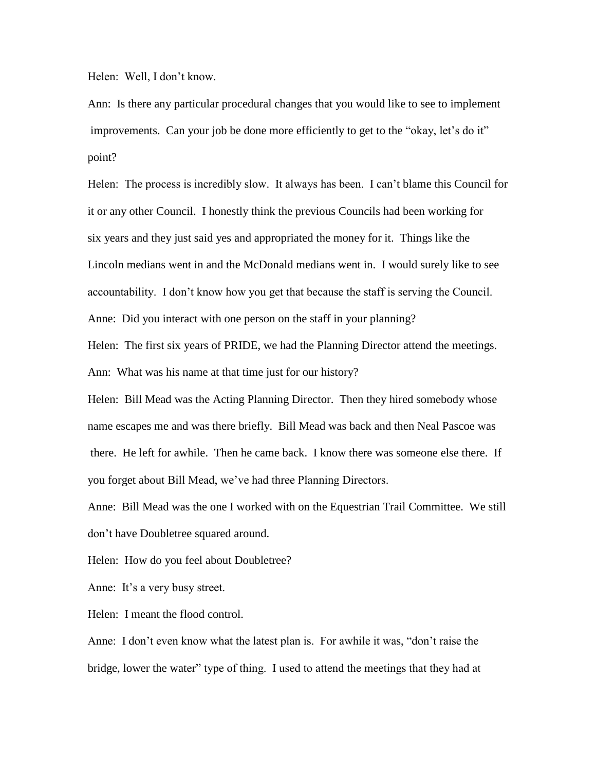Helen: Well, I don't know.

Ann: Is there any particular procedural changes that you would like to see to implement improvements. Can your job be done more efficiently to get to the "okay, let's do it" point?

Helen: The process is incredibly slow. It always has been. I can't blame this Council for it or any other Council. I honestly think the previous Councils had been working for six years and they just said yes and appropriated the money for it. Things like the Lincoln medians went in and the McDonald medians went in. I would surely like to see accountability. I don't know how you get that because the staff is serving the Council.

Anne: Did you interact with one person on the staff in your planning?

Helen: The first six years of PRIDE, we had the Planning Director attend the meetings.

Ann: What was his name at that time just for our history?

Helen: Bill Mead was the Acting Planning Director. Then they hired somebody whose name escapes me and was there briefly. Bill Mead was back and then Neal Pascoe was there. He left for awhile. Then he came back. I know there was someone else there. If you forget about Bill Mead, we've had three Planning Directors.

Anne: Bill Mead was the one I worked with on the Equestrian Trail Committee. We still don't have Doubletree squared around.

Helen: How do you feel about Doubletree?

Anne: It's a very busy street.

Helen: I meant the flood control.

Anne: I don't even know what the latest plan is. For awhile it was, "don't raise the bridge, lower the water" type of thing. I used to attend the meetings that they had at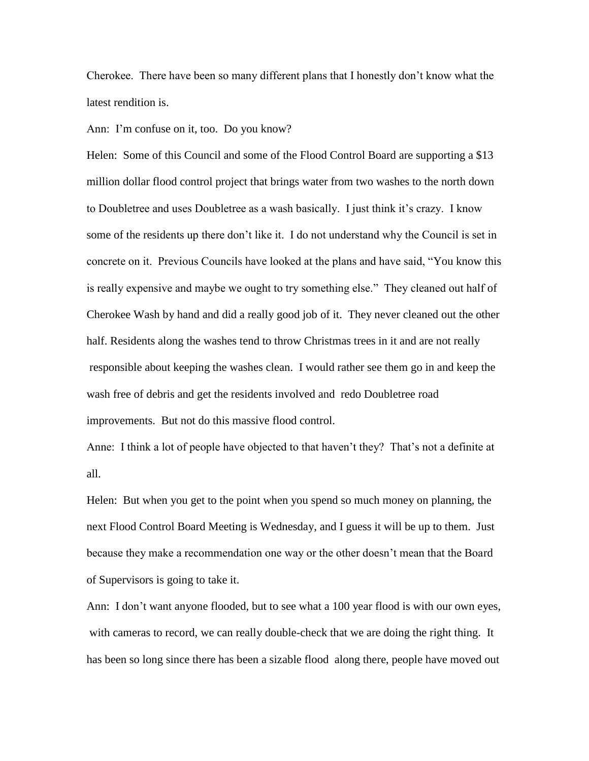Cherokee. There have been so many different plans that I honestly don't know what the latest rendition is.

Ann: I'm confuse on it, too. Do you know?

Helen: Some of this Council and some of the Flood Control Board are supporting a $13 million dollar flood control project that brings water from two washes to the north down to Doubletree and uses Doubletree as a wash basically. I just think it's crazy. I know some of the residents up there don't like it. I do not understand why the Council is set in concrete on it. Previous Councils have looked at the plans and have said, "You know this is really expensive and maybe we ought to try something else." They cleaned out half of Cherokee Wash by hand and did a really good job of it. They never cleaned out the other half. Residents along the washes tend to throw Christmas trees in it and are not really responsible about keeping the washes clean. I would rather see them go in and keep the wash free of debris and get the residents involved and redo Doubletree road improvements. But not do this massive flood control.

Anne: I think a lot of people have objected to that haven't they? That's not a definite at all.

Helen: But when you get to the point when you spend so much money on planning, the next Flood Control Board Meeting is Wednesday, and I guess it will be up to them. Just because they make a recommendation one way or the other doesn't mean that the Board of Supervisors is going to take it.

Ann: I don't want anyone flooded, but to see what a 100 year flood is with our own eyes, with cameras to record, we can really double-check that we are doing the right thing. It has been so long since there has been a sizable flood along there, people have moved out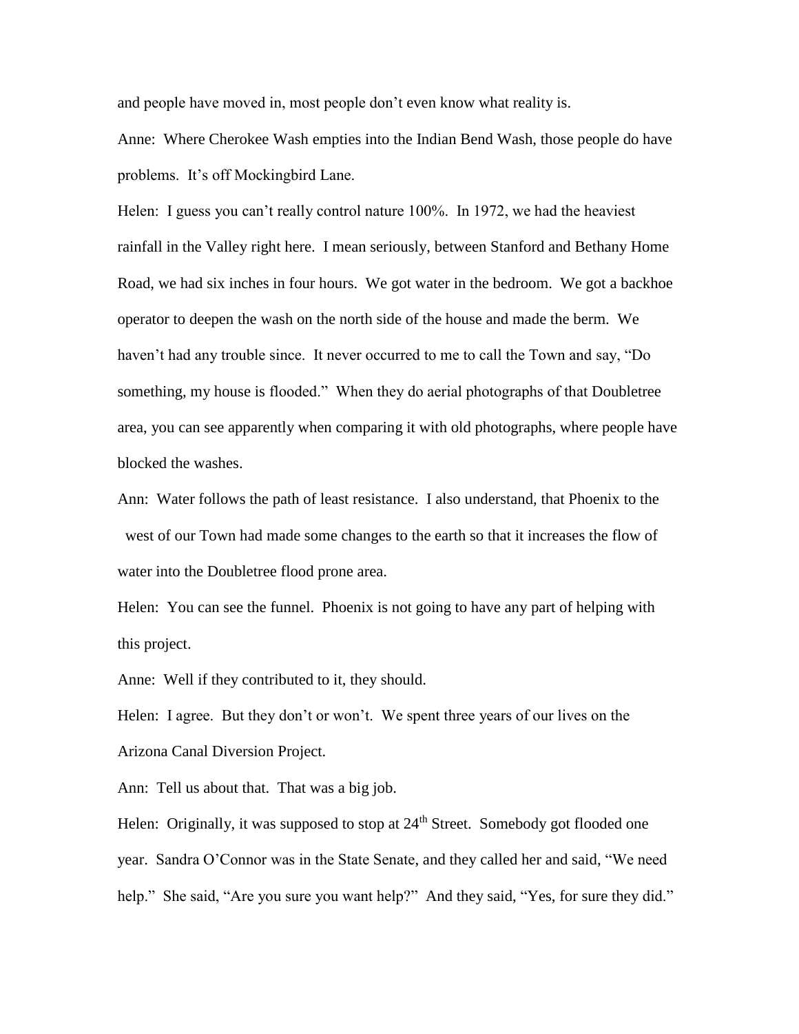and people have moved in, most people don't even know what reality is.

Anne: Where Cherokee Wash empties into the Indian Bend Wash, those people do have problems. It's off Mockingbird Lane.

Helen: I guess you can't really control nature 100%. In 1972, we had the heaviest rainfall in the Valley right here. I mean seriously, between Stanford and Bethany Home Road, we had six inches in four hours. We got water in the bedroom. We got a backhoe operator to deepen the wash on the north side of the house and made the berm. We haven't had any trouble since. It never occurred to me to call the Town and say, "Do something, my house is flooded." When they do aerial photographs of that Doubletree area, you can see apparently when comparing it with old photographs, where people have blocked the washes.

Ann: Water follows the path of least resistance. I also understand, that Phoenix to the west of our Town had made some changes to the earth so that it increases the flow of water into the Doubletree flood prone area.

Helen: You can see the funnel. Phoenix is not going to have any part of helping with this project.

Anne: Well if they contributed to it, they should.

Helen: I agree. But they don't or won't. We spent three years of our lives on the Arizona Canal Diversion Project.

Ann: Tell us about that. That was a big job.

Helen: Originally, it was supposed to stop at 24th Street. Somebody got flooded one year. Sandra O'Connor was in the State Senate, and they called her and said, "We need help." She said, "Are you sure you want help?" And they said, "Yes, for sure they did."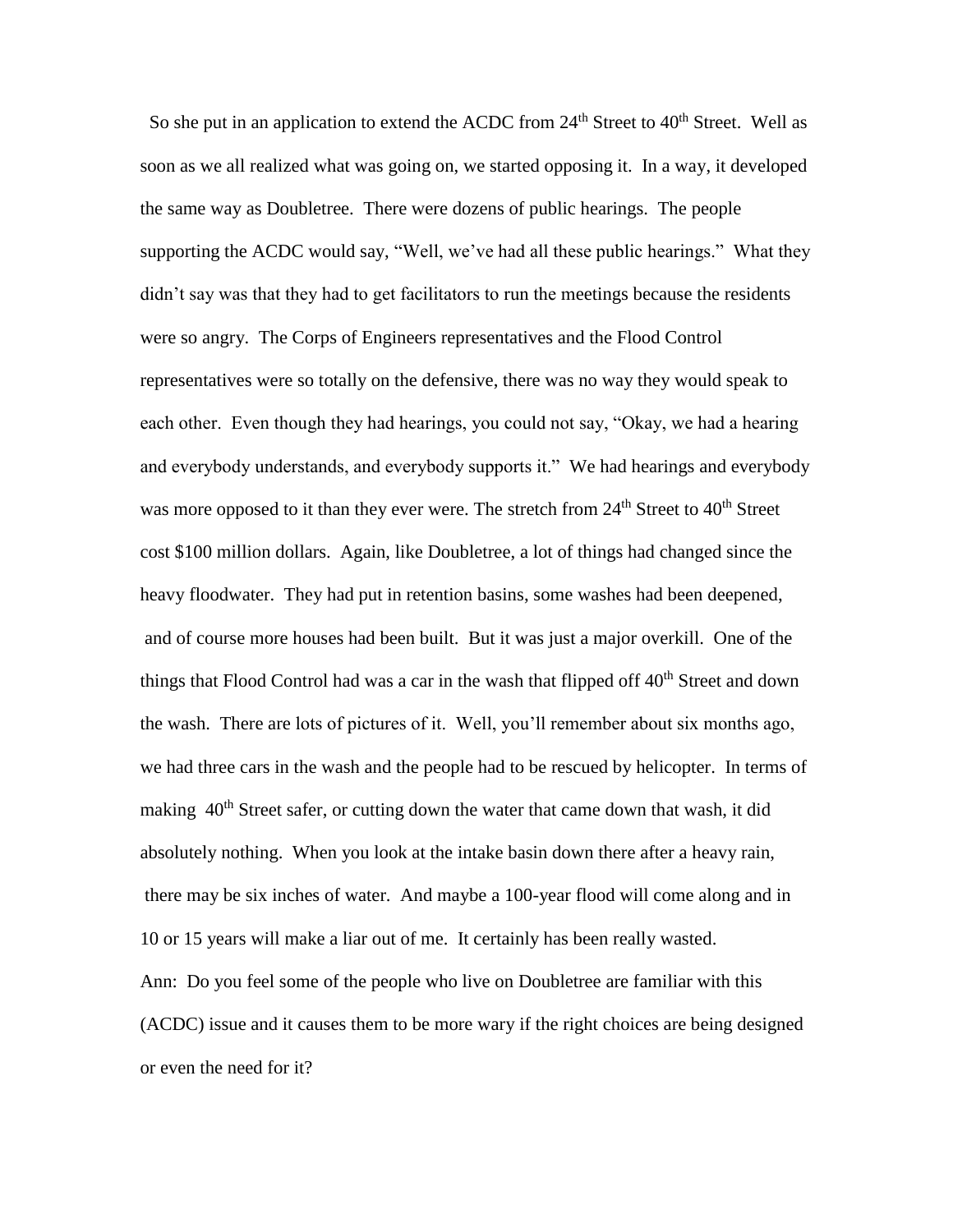So she put in an application to extend the ACDC from 24th Street to 40th Street. Well as soon as we all realized what was going on, we started opposing it. In a way, it developed the same way as Doubletree. There were dozens of public hearings. The people supporting the ACDC would say, "Well, we've had all these public hearings." What they didn't say was that they had to get facilitators to run the meetings because the residents were so angry. The Corps of Engineers representatives and the Flood Control representatives were so totally on the defensive, there was no way they would speak to each other. Even though they had hearings, you could not say, "Okay, we had a hearing and everybody understands, and everybody supports it." We had hearings and everybody was more opposed to it than they ever were. The stretch from 24th Street to 40th Street cost $100 million dollars. Again, like Doubletree, a lot of things had changed since the heavy floodwater. They had put in retention basins, some washes had been deepened, and of course more houses had been built. But it was just a major overkill. One of the things that Flood Control had was a car in the wash that flipped off 40th Street and down the wash. There are lots of pictures of it. Well, you'll remember about six months ago, we had three cars in the wash and the people had to be rescued by helicopter. In terms of making 40th Street safer, or cutting down the water that came down that wash, it did absolutely nothing. When you look at the intake basin down there after a heavy rain, there may be six inches of water. And maybe a 100-year flood will come along and in 10 or 15 years will make a liar out of me. It certainly has been really wasted.

Ann: Do you feel some of the people who live on Doubletree are familiar with this (ACDC) issue and it causes them to be more wary if the right choices are being designed or even the need for it?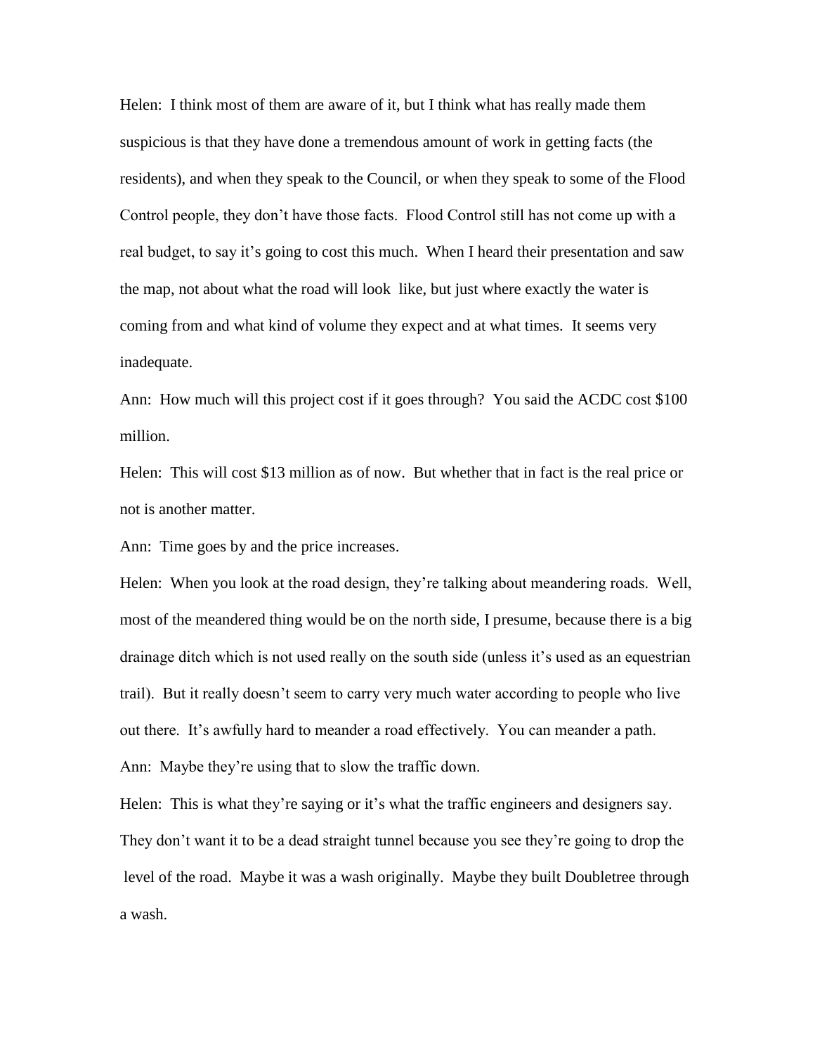Helen: I think most of them are aware of it, but I think what has really made them suspicious is that they have done a tremendous amount of work in getting facts (the residents), and when they speak to the Council, or when they speak to some of the Flood Control people, they don't have those facts. Flood Control still has not come up with a real budget, to say it's going to cost this much. When I heard their presentation and saw the map, not about what the road will look like, but just where exactly the water is coming from and what kind of volume they expect and at what times. It seems very inadequate.

Ann: How much will this project cost if it goes through? You said the ACDC cost $100 million.

Helen: This will cost $13 million as of now. But whether that in fact is the real price or not is another matter.

Ann: Time goes by and the price increases.

Helen: When you look at the road design, they're talking about meandering roads. Well, most of the meandered thing would be on the north side, I presume, because there is a big drainage ditch which is not used really on the south side (unless it's used as an equestrian trail). But it really doesn't seem to carry very much water according to people who live out there. It's awfully hard to meander a road effectively. You can meander a path.

Ann: Maybe they're using that to slow the traffic down.

Helen: This is what they're saying or it's what the traffic engineers and designers say. They don't want it to be a dead straight tunnel because you see they're going to drop the level of the road. Maybe it was a wash originally. Maybe they built Doubletree through a wash.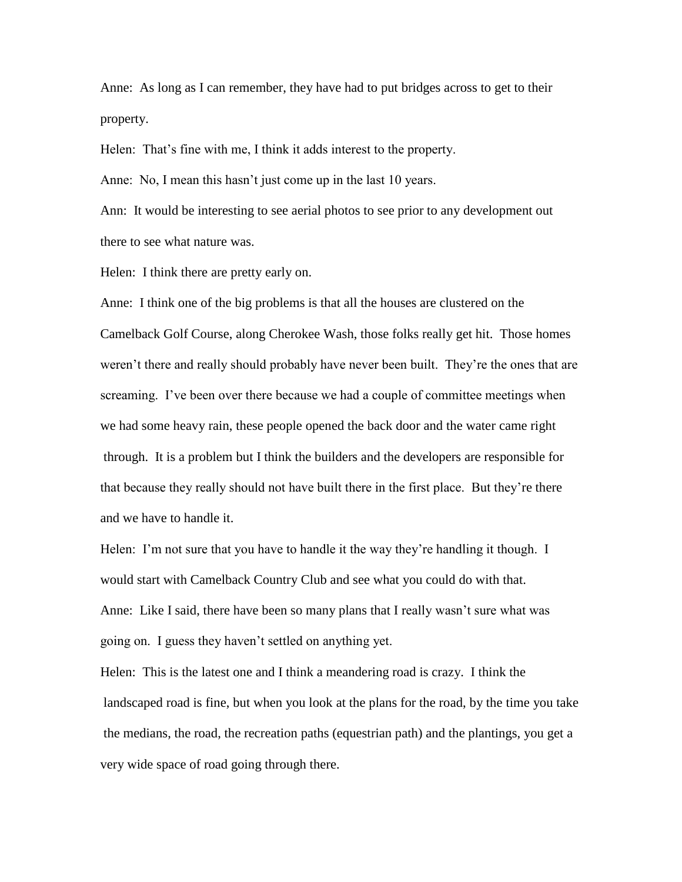Anne: As long as I can remember, they have had to put bridges across to get to their property.

Helen: That's fine with me, I think it adds interest to the property.

Anne: No, I mean this hasn't just come up in the last 10 years.

Ann: It would be interesting to see aerial photos to see prior to any development out there to see what nature was.

Helen: I think there are pretty early on.

Anne: I think one of the big problems is that all the houses are clustered on the Camelback Golf Course, along Cherokee Wash, those folks really get hit. Those homes weren't there and really should probably have never been built. They're the ones that are screaming. I've been over there because we had a couple of committee meetings when we had some heavy rain, these people opened the back door and the water came right through. It is a problem but I think the builders and the developers are responsible for that because they really should not have built there in the first place. But they're there and we have to handle it.

Helen: I'm not sure that you have to handle it the way they're handling it though. I would start with Camelback Country Club and see what you could do with that.

Anne: Like I said, there have been so many plans that I really wasn't sure what was going on. I guess they haven't settled on anything yet.

Helen: This is the latest one and I think a meandering road is crazy. I think the landscaped road is fine, but when you look at the plans for the road, by the time you take the medians, the road, the recreation paths (equestrian path) and the plantings, you get a very wide space of road going through there.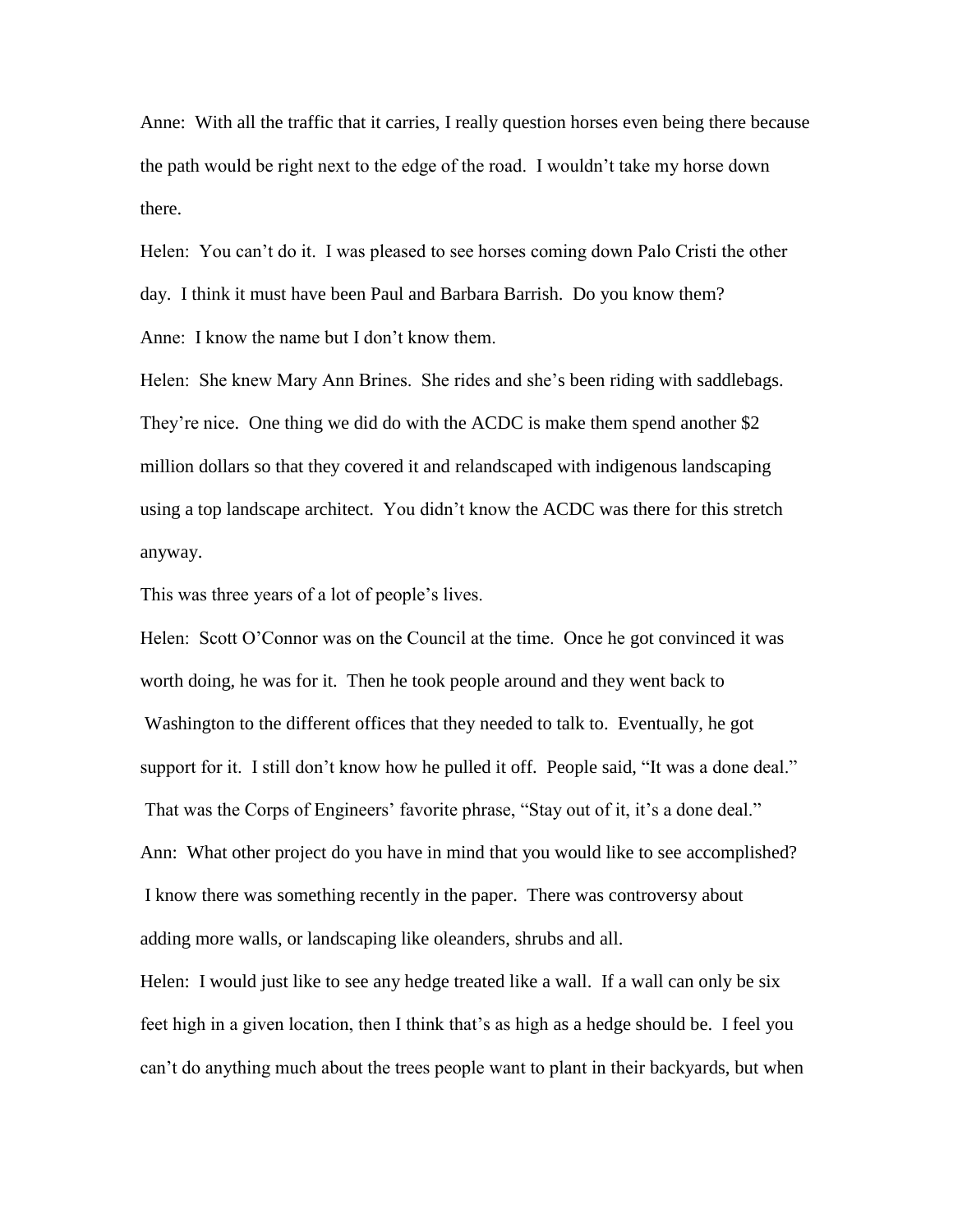Anne: With all the traffic that it carries, I really question horses even being there because the path would be right next to the edge of the road. I wouldn't take my horse down there.

Helen: You can't do it. I was pleased to see horses coming down Palo Cristi the other day. I think it must have been Paul and Barbara Barrish. Do you know them?

Anne: I know the name but I don't know them.

Helen: She knew Mary Ann Brines. She rides and she's been riding with saddlebags. They're nice. One thing we did do with the ACDC is make them spend another $2 million dollars so that they covered it and relandscaped with indigenous landscaping using a top landscape architect. You didn't know the ACDC was there for this stretch anyway.

This was three years of a lot of people's lives.

Helen: Scott O'Connor was on the Council at the time. Once he got convinced it was worth doing, he was for it. Then he took people around and they went back to Washington to the different offices that they needed to talk to. Eventually, he got support for it. I still don't know how he pulled it off. People said, "It was a done deal." That was the Corps of Engineers' favorite phrase, "Stay out of it, it's a done deal."

Ann: What other project do you have in mind that you would like to see accomplished? I know there was something recently in the paper. There was controversy about adding more walls, or landscaping like oleanders, shrubs and all.

Helen: I would just like to see any hedge treated like a wall. If a wall can only be six feet high in a given location, then I think that's as high as a hedge should be. I feel you can't do anything much about the trees people want to plant in their backyards, but when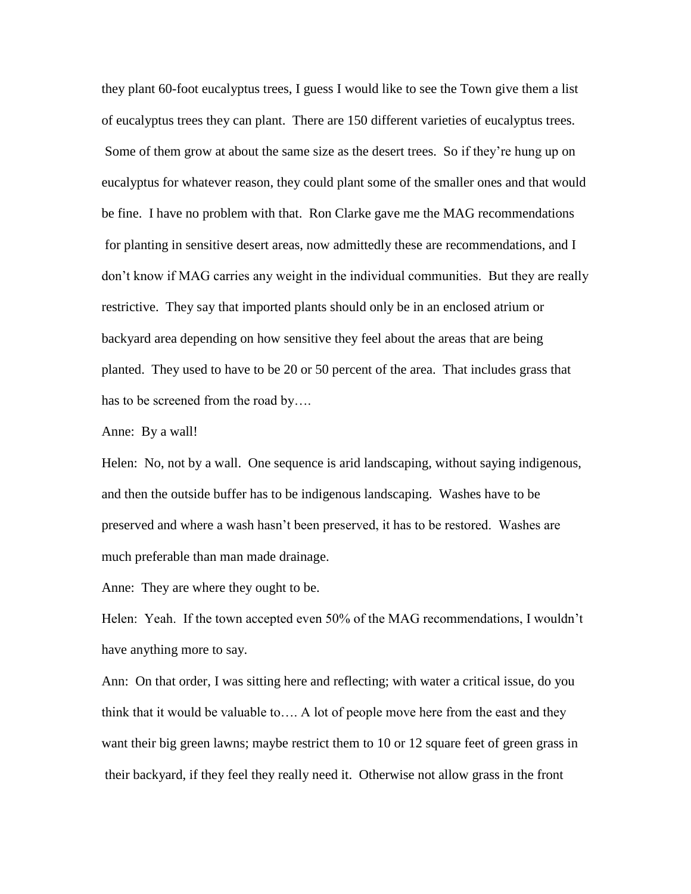they plant 60-foot eucalyptus trees, I guess I would like to see the Town give them a list of eucalyptus trees they can plant. There are 150 different varieties of eucalyptus trees. Some of them grow at about the same size as the desert trees. So if they're hung up on eucalyptus for whatever reason, they could plant some of the smaller ones and that would be fine. I have no problem with that. Ron Clarke gave me the MAG recommendations for planting in sensitive desert areas, now admittedly these are recommendations, and I don't know if MAG carries any weight in the individual communities. But they are really restrictive. They say that imported plants should only be in an enclosed atrium or backyard area depending on how sensitive they feel about the areas that are being planted. They used to have to be 20 or 50 percent of the area. That includes grass that has to be screened from the road by….

Anne: By a wall!

Helen: No, not by a wall. One sequence is arid landscaping, without saying indigenous, and then the outside buffer has to be indigenous landscaping. Washes have to be preserved and where a wash hasn't been preserved, it has to be restored. Washes are much preferable than man made drainage.

Anne: They are where they ought to be.

Helen: Yeah. If the town accepted even 50% of the MAG recommendations, I wouldn't have anything more to say.

Ann: On that order, I was sitting here and reflecting; with water a critical issue, do you think that it would be valuable to…. A lot of people move here from the east and they want their big green lawns; maybe restrict them to 10 or 12 square feet of green grass in their backyard, if they feel they really need it. Otherwise not allow grass in the front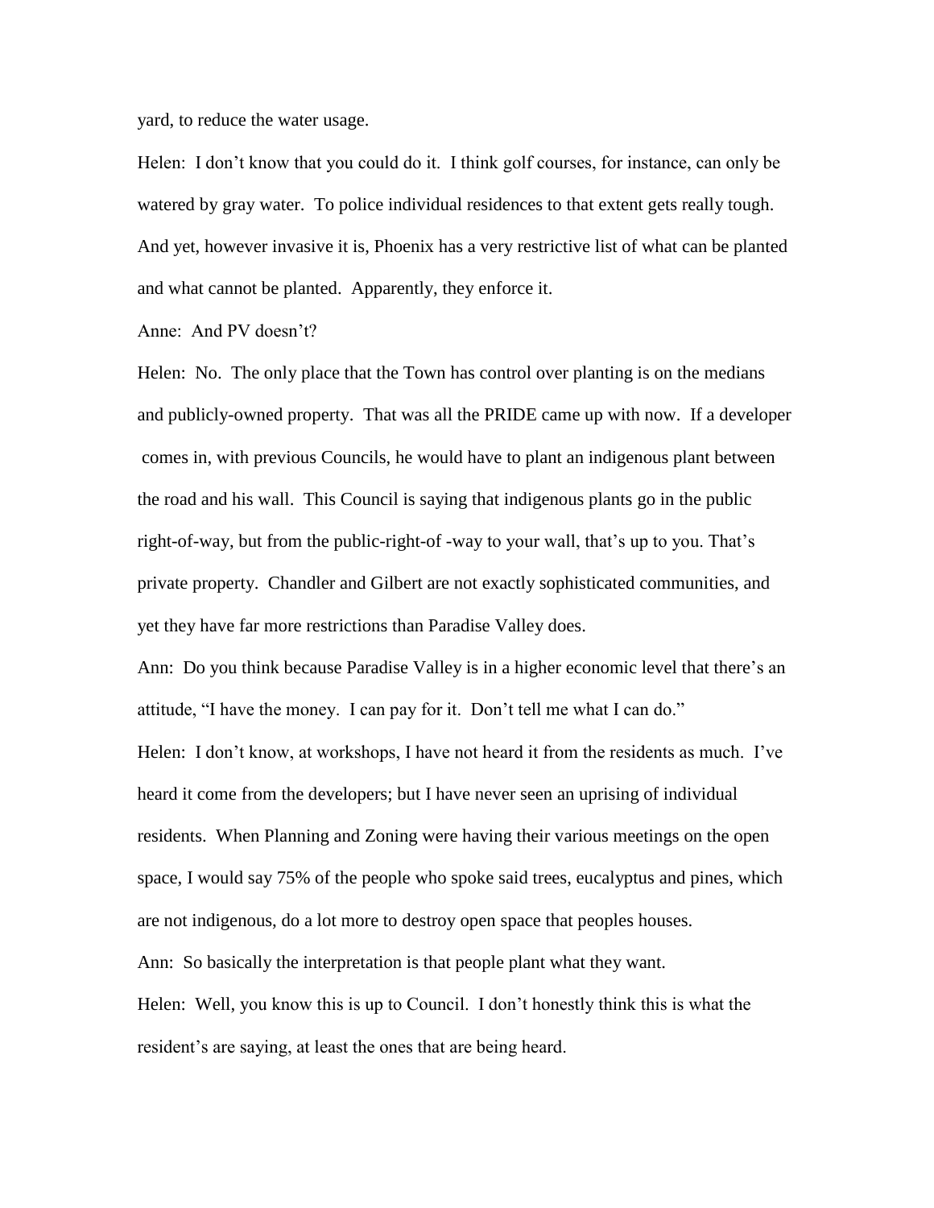yard, to reduce the water usage.

Helen: I don't know that you could do it. I think golf courses, for instance, can only be watered by gray water. To police individual residences to that extent gets really tough. And yet, however invasive it is, Phoenix has a very restrictive list of what can be planted and what cannot be planted. Apparently, they enforce it.

Anne: And PV doesn't?

Helen: No. The only place that the Town has control over planting is on the medians and publicly-owned property. That was all the PRIDE came up with now. If a developer comes in, with previous Councils, he would have to plant an indigenous plant between the road and his wall. This Council is saying that indigenous plants go in the public right-of-way, but from the public-right-of -way to your wall, that's up to you. That's private property. Chandler and Gilbert are not exactly sophisticated communities, and yet they have far more restrictions than Paradise Valley does.

Ann: Do you think because Paradise Valley is in a higher economic level that there's an attitude, "I have the money. I can pay for it. Don't tell me what I can do."

Helen: I don't know, at workshops, I have not heard it from the residents as much. I've heard it come from the developers; but I have never seen an uprising of individual residents. When Planning and Zoning were having their various meetings on the open space, I would say 75% of the people who spoke said trees, eucalyptus and pines, which are not indigenous, do a lot more to destroy open space that peoples houses.

Ann: So basically the interpretation is that people plant what they want.

Helen: Well, you know this is up to Council. I don't honestly think this is what the resident's are saying, at least the ones that are being heard.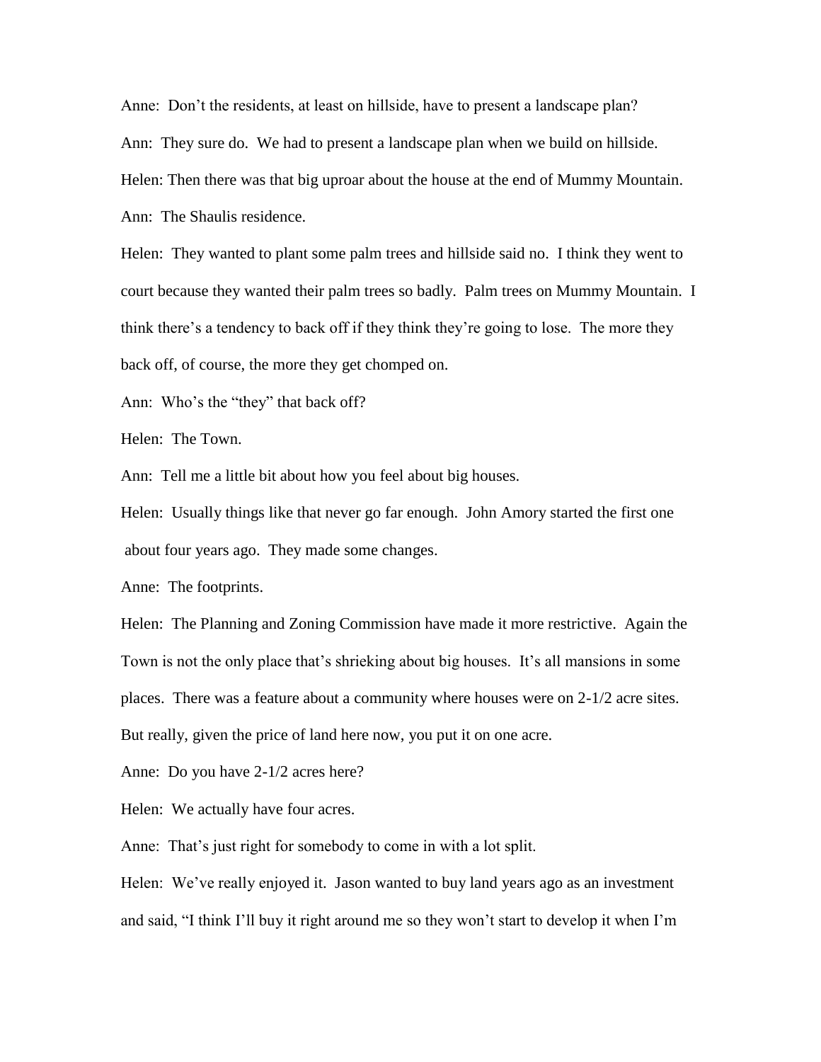Anne: Don't the residents, at least on hillside, have to present a landscape plan?

Ann: They sure do. We had to present a landscape plan when we build on hillside.

Helen: Then there was that big uproar about the house at the end of Mummy Mountain.

Ann: The Shaulis residence.

Helen: They wanted to plant some palm trees and hillside said no. I think they went to court because they wanted their palm trees so badly. Palm trees on Mummy Mountain. I think there's a tendency to back off if they think they're going to lose. The more they back off, of course, the more they get chomped on.

Ann: Who's the "they" that back off?

Helen: The Town.

Ann: Tell me a little bit about how you feel about big houses.

Helen: Usually things like that never go far enough. John Amory started the first one about four years ago. They made some changes.

Anne: The footprints.

Helen: The Planning and Zoning Commission have made it more restrictive. Again the Town is not the only place that's shrieking about big houses. It's all mansions in some places. There was a feature about a community where houses were on 2-1/2 acre sites. But really, given the price of land here now, you put it on one acre.

Anne: Do you have 2-1/2 acres here?

Helen: We actually have four acres.

Anne: That's just right for somebody to come in with a lot split.

Helen: We've really enjoyed it. Jason wanted to buy land years ago as an investment and said, "I think I'll buy it right around me so they won't start to develop it when I'm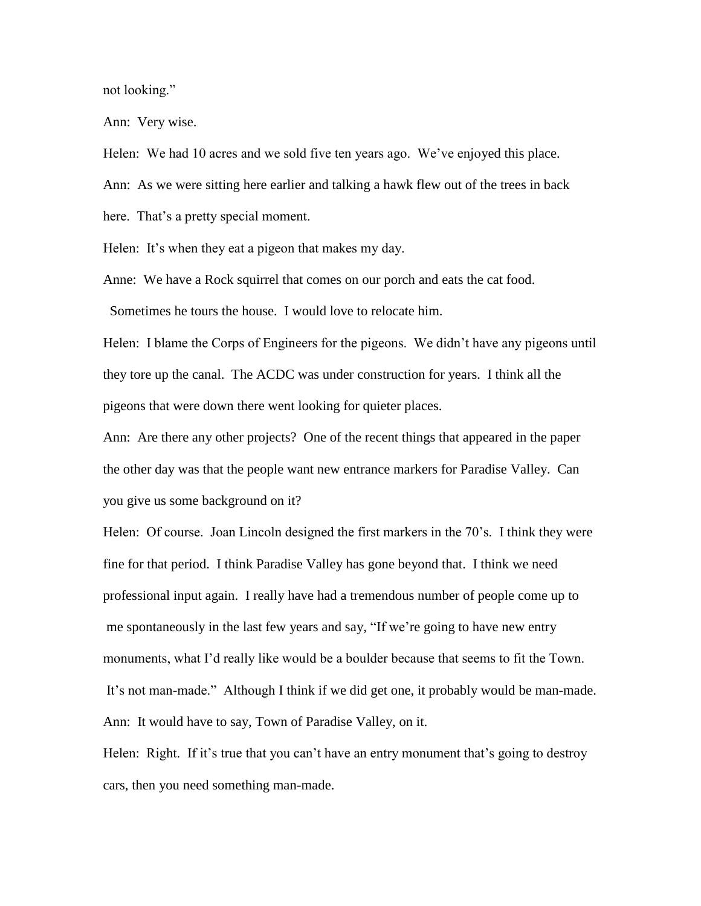not looking."

Ann: Very wise.

Helen: We had 10 acres and we sold five ten years ago. We've enjoyed this place.

Ann: As we were sitting here earlier and talking a hawk flew out of the trees in back here. That's a pretty special moment.

Helen: It's when they eat a pigeon that makes my day.

Anne: We have a Rock squirrel that comes on our porch and eats the cat food. Sometimes he tours the house. I would love to relocate him.

Helen: I blame the Corps of Engineers for the pigeons. We didn't have any pigeons until they tore up the canal. The ACDC was under construction for years. I think all the pigeons that were down there went looking for quieter places.

Ann: Are there any other projects? One of the recent things that appeared in the paper the other day was that the people want new entrance markers for Paradise Valley. Can you give us some background on it?

Helen: Of course. Joan Lincoln designed the first markers in the 70's. I think they were fine for that period. I think Paradise Valley has gone beyond that. I think we need professional input again. I really have had a tremendous number of people come up to me spontaneously in the last few years and say, "If we're going to have new entry monuments, what I'd really like would be a boulder because that seems to fit the Town. It's not man-made." Although I think if we did get one, it probably would be man-made.

Ann: It would have to say, Town of Paradise Valley, on it.

Helen: Right. If it's true that you can't have an entry monument that's going to destroy cars, then you need something man-made.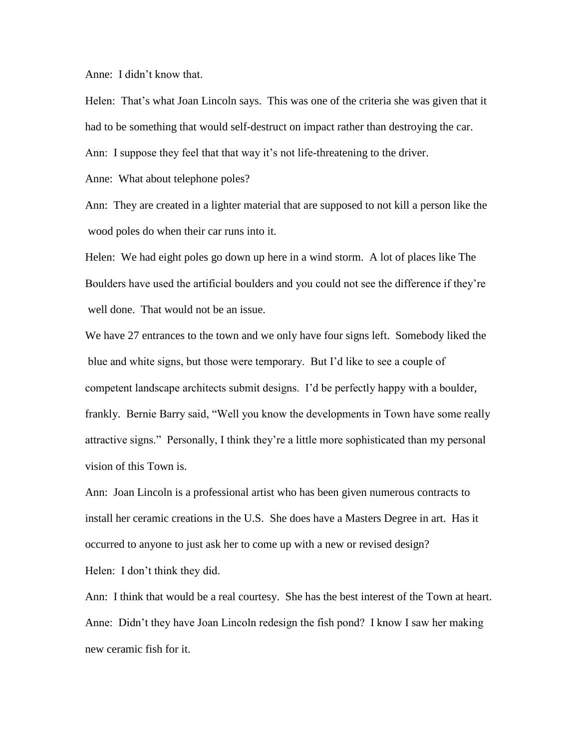Anne: I didn't know that.

Helen: That's what Joan Lincoln says. This was one of the criteria she was given that it had to be something that would self-destruct on impact rather than destroying the car.

Ann: I suppose they feel that that way it's not life-threatening to the driver.

Anne: What about telephone poles?

Ann: They are created in a lighter material that are supposed to not kill a person like the wood poles do when their car runs into it.

Helen: We had eight poles go down up here in a wind storm. A lot of places like The Boulders have used the artificial boulders and you could not see the difference if they're well done. That would not be an issue.

We have 27 entrances to the town and we only have four signs left. Somebody liked the blue and white signs, but those were temporary. But I'd like to see a couple of competent landscape architects submit designs. I'd be perfectly happy with a boulder, frankly. Bernie Barry said, "Well you know the developments in Town have some really attractive signs." Personally, I think they're a little more sophisticated than my personal vision of this Town is.

Ann: Joan Lincoln is a professional artist who has been given numerous contracts to install her ceramic creations in the U.S. She does have a Masters Degree in art. Has it occurred to anyone to just ask her to come up with a new or revised design?

Helen: I don't think they did.

Ann: I think that would be a real courtesy. She has the best interest of the Town at heart.

Anne: Didn't they have Joan Lincoln redesign the fish pond? I know I saw her making new ceramic fish for it.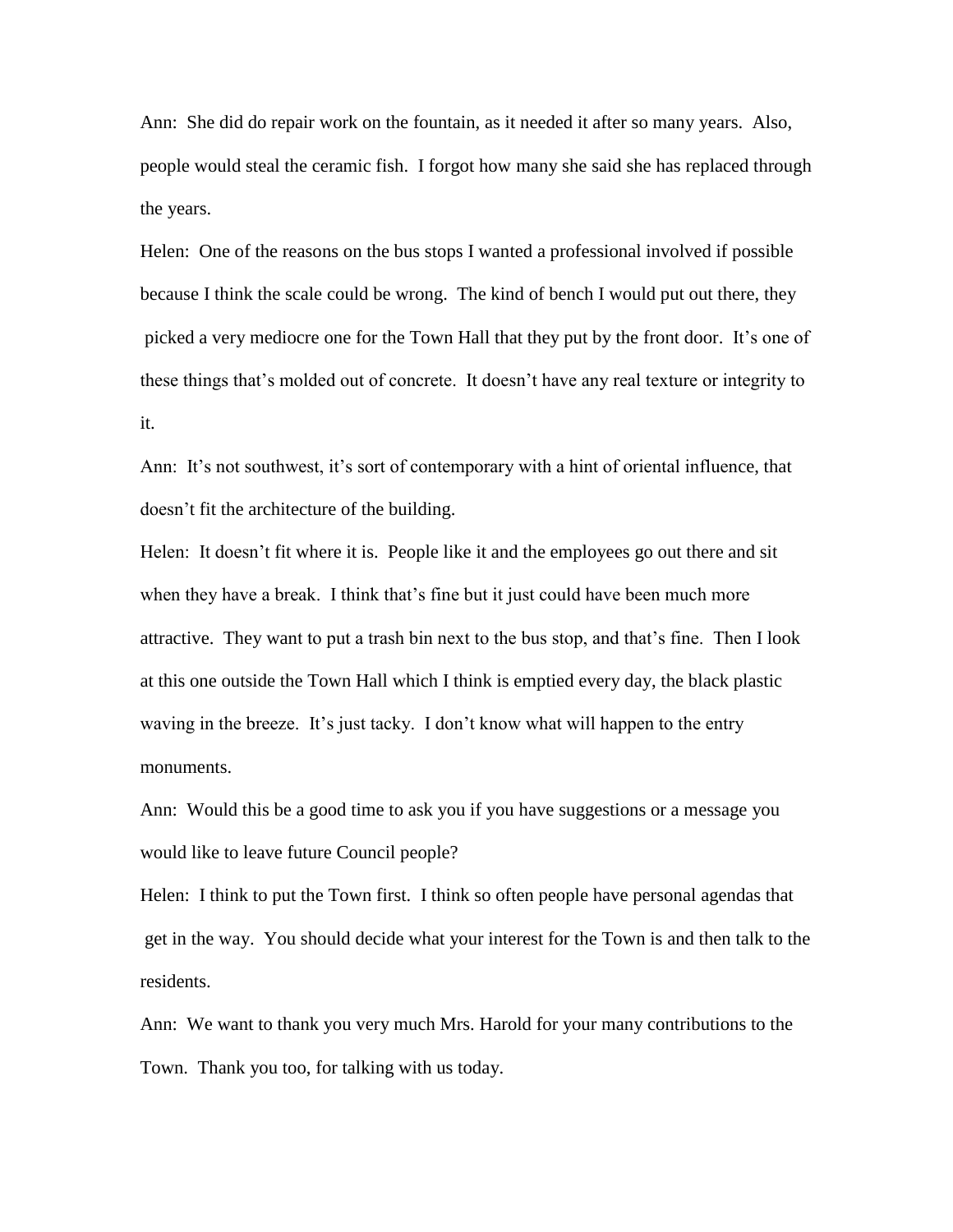Ann: She did do repair work on the fountain, as it needed it after so many years. Also, people would steal the ceramic fish. I forgot how many she said she has replaced through the years.

Helen: One of the reasons on the bus stops I wanted a professional involved if possible because I think the scale could be wrong. The kind of bench I would put out there, they picked a very mediocre one for the Town Hall that they put by the front door. It's one of these things that's molded out of concrete. It doesn't have any real texture or integrity to it.

Ann: It's not southwest, it's sort of contemporary with a hint of oriental influence, that doesn't fit the architecture of the building.

Helen: It doesn't fit where it is. People like it and the employees go out there and sit when they have a break. I think that's fine but it just could have been much more attractive. They want to put a trash bin next to the bus stop, and that's fine. Then I look at this one outside the Town Hall which I think is emptied every day, the black plastic waving in the breeze. It's just tacky. I don't know what will happen to the entry monuments.

Ann: Would this be a good time to ask you if you have suggestions or a message you would like to leave future Council people?

Helen: I think to put the Town first. I think so often people have personal agendas that get in the way. You should decide what your interest for the Town is and then talk to the residents.

Ann: We want to thank you very much Mrs. Harold for your many contributions to the Town. Thank you too, for talking with us today.